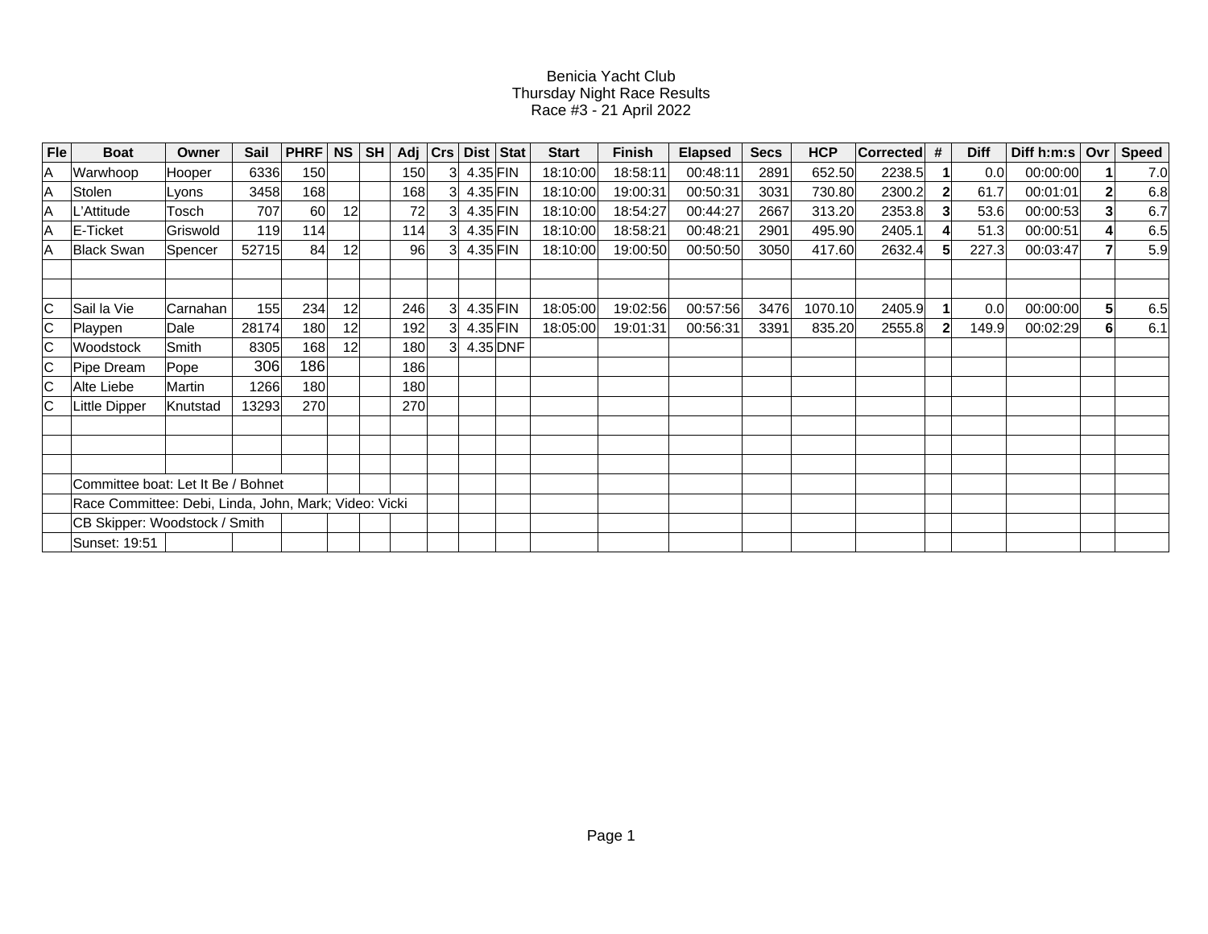Benicia Yacht Club
Thursday Night Race Results
Race #3 - 21 April 2022

| Fle | Boat | Owner | Sail | PHRF | NS | SH | Adj | Crs | Dist | Stat | Start | Finish | Elapsed | Secs | HCP | Corrected | # | Diff | Diff h:m:s | Ovr | Speed |
|---|---|---|---|---|---|---|---|---|---|---|---|---|---|---|---|---|---|---|---|---|---|
| A | Warwhoop | Hooper | 6336 | 150 | | | 150 | 3 | 4.35 | FIN | 18:10:00 | 18:58:11 | 00:48:11 | 2891 | 652.50 | 2238.5 | **1** | 0.0 | 00:00:00 | **1** | 7.0 |
| A | Stolen | Lyons | 3458 | 168 | | | 168 | 3 | 4.35 | FIN | 18:10:00 | 19:00:31 | 00:50:31 | 3031 | 730.80 | 2300.2 | **2** | 61.7 | 00:01:01 | **2** | 6.8 |
| A | L'Attitude | Tosch | 707 | 60 | 12 | | 72 | 3 | 4.35 | FIN | 18:10:00 | 18:54:27 | 00:44:27 | 2667 | 313.20 | 2353.8 | **3** | 53.6 | 00:00:53 | **3** | 6.7 |
| A | E-Ticket | Griswold | 119 | 114 | | | 114 | 3 | 4.35 | FIN | 18:10:00 | 18:58:21 | 00:48:21 | 2901 | 495.90 | 2405.1 | **4** | 51.3 | 00:00:51 | **4** | 6.5 |
| A | Black Swan | Spencer | 52715 | 84 | 12 | | 96 | 3 | 4.35 | FIN | 18:10:00 | 19:00:50 | 00:50:50 | 3050 | 417.60 | 2632.4 | **5** | 227.3 | 00:03:47 | **7** | 5.9 |
| | | | | | | | | | | | | | | | | | | | | | |
| | | | | | | | | | | | | | | | | | | | | | |
| C | Sail la Vie | Carnahan | 155 | 234 | 12 | | 246 | 3 | 4.35 | FIN | 18:05:00 | 19:02:56 | 00:57:56 | 3476 | 1070.10 | 2405.9 | **1** | 0.0 | 00:00:00 | **5** | 6.5 |
| C | Playpen | Dale | 28174 | 180 | 12 | | 192 | 3 | 4.35 | FIN | 18:05:00 | 19:01:31 | 00:56:31 | 3391 | 835.20 | 2555.8 | **2** | 149.9 | 00:02:29 | **6** | 6.1 |
| C | Woodstock | Smith | 8305 | 168 | 12 | | 180 | 3 | 4.35 | DNF | | | | | | | | | | | |
| C | Pipe Dream | Pope | 306 | 186 | | | 186 | | | | | | | | | | | | | | |
| C | Alte Liebe | Martin | 1266 | 180 | | | 180 | | | | | | | | | | | | | | |
| C | Little Dipper | Knutstad | 13293 | 270 | | | 270 | | | | | | | | | | | | | | |
| | | | | | | | | | | | | | | | | | | | | | |
| | | | | | | | | | | | | | | | | | | | | | |
| | | | | | | | | | | | | | | | | | | | | | |
| | Committee boat: Let It Be / Bohnet | | | | | | | | | | | | | | | | | | | | |
| | Race Committee: Debi, Linda, John, Mark; Video: Vicki | | | | | | | | | | | | | | | | | | | | |
| | CB Skipper: Woodstock / Smith | | | | | | | | | | | | | | | | | | | | |
| | Sunset: 19:51 | | | | | | | | | | | | | | | | | | | | |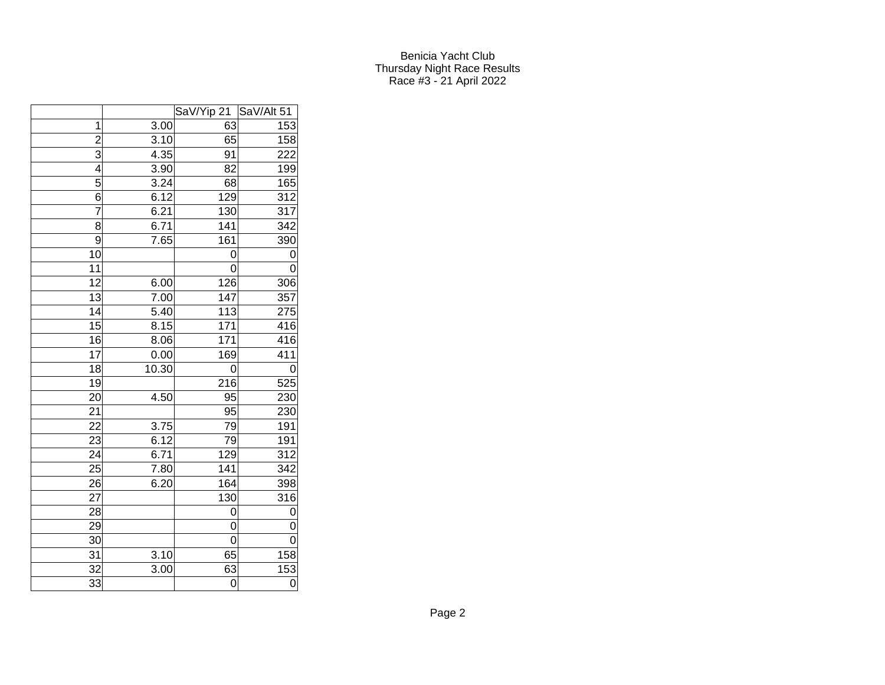Benicia Yacht Club
Thursday Night Race Results
Race #3 - 21 April 2022

| | | SaV/Yip 21 | SaV/Alt 51 |
|---|---|---|---|
| 1 | 3.00 | 63 | 153 |
| 2 | 3.10 | 65 | 158 |
| 3 | 4.35 | 91 | 222 |
| 4 | 3.90 | 82 | 199 |
| 5 | 3.24 | 68 | 165 |
| 6 | 6.12 | 129 | 312 |
| 7 | 6.21 | 130 | 317 |
| 8 | 6.71 | 141 | 342 |
| 9 | 7.65 | 161 | 390 |
| 10 | | 0 | 0 |
| 11 | | 0 | 0 |
| 12 | 6.00 | 126 | 306 |
| 13 | 7.00 | 147 | 357 |
| 14 | 5.40 | 113 | 275 |
| 15 | 8.15 | 171 | 416 |
| 16 | 8.06 | 171 | 416 |
| 17 | 0.00 | 169 | 411 |
| 18 | 10.30 | 0 | 0 |
| 19 | | 216 | 525 |
| 20 | 4.50 | 95 | 230 |
| 21 | | 95 | 230 |
| 22 | 3.75 | 79 | 191 |
| 23 | 6.12 | 79 | 191 |
| 24 | 6.71 | 129 | 312 |
| 25 | 7.80 | 141 | 342 |
| 26 | 6.20 | 164 | 398 |
| 27 | | 130 | 316 |
| 28 | | 0 | 0 |
| 29 | | 0 | 0 |
| 30 | | 0 | 0 |
| 31 | 3.10 | 65 | 158 |
| 32 | 3.00 | 63 | 153 |
| 33 | | 0 | 0 |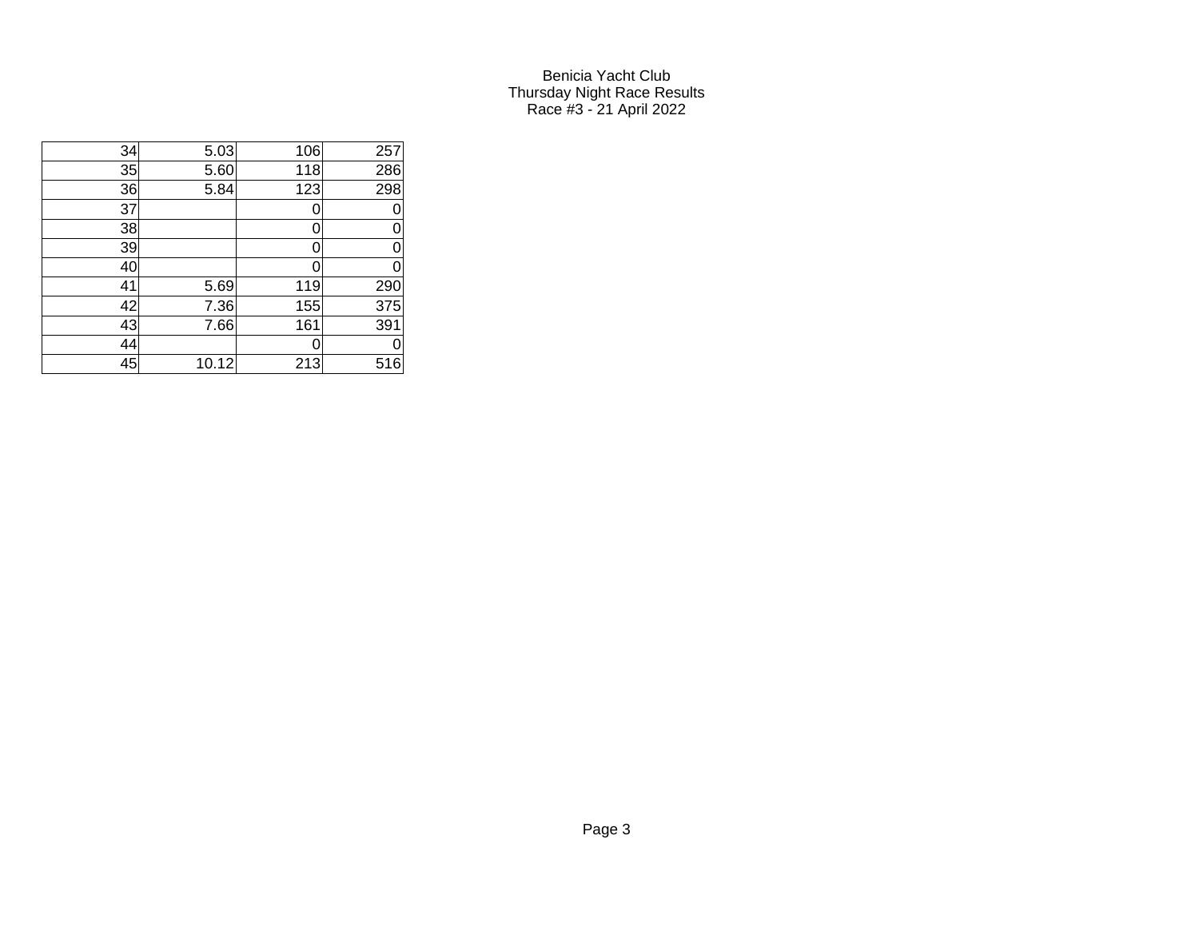Benicia Yacht Club
Thursday Night Race Results
Race #3 - 21 April 2022

| | | | |
|---|---|---|---|
| 34 | 5.03 | 106 | 257 |
| 35 | 5.60 | 118 | 286 |
| 36 | 5.84 | 123 | 298 |
| 37 | | 0 | 0 |
| 38 | | 0 | 0 |
| 39 | | 0 | 0 |
| 40 | | 0 | 0 |
| 41 | 5.69 | 119 | 290 |
| 42 | 7.36 | 155 | 375 |
| 43 | 7.66 | 161 | 391 |
| 44 | | 0 | 0 |
| 45 | 10.12 | 213 | 516 |